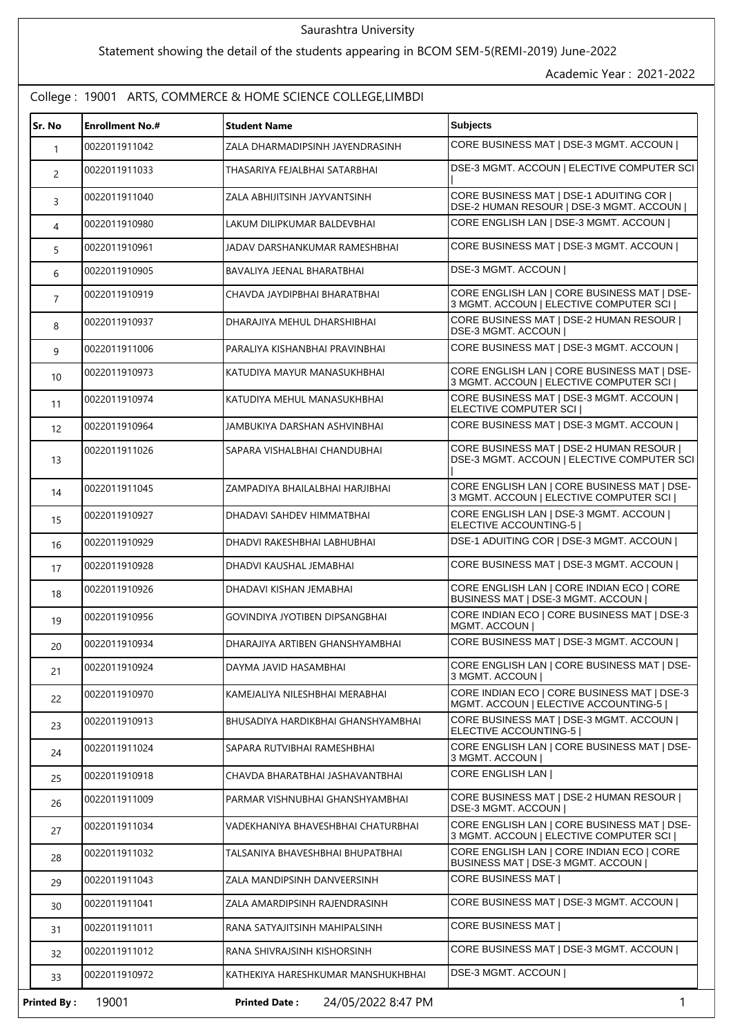Saurashtra University

Statement showing the detail of the students appearing in BCOM SEM-5(REMI-2019) June-2022

Academic Year : 2021-2022

College : 19001 ARTS, COMMERCE & HOME SCIENCE COLLEGE,LIMBDI

| Sr. No | Enrollment No.# | Student Name | Subjects |
|---|---|---|---|
| 1 | 0022011911042 | ZALA DHARMADIPSINH JAYENDRASINH | CORE BUSINESS MAT \| DSE-3 MGMT. ACCOUN \| |
| 2 | 0022011911033 | THASARIYA FEJALBHAI SATARBHAI | DSE-3 MGMT. ACCOUN \| ELECTIVE COMPUTER SCI \| |
| 3 | 0022011911040 | ZALA ABHIJITSINH JAYVANTSINH | CORE BUSINESS MAT \| DSE-1 ADUITING COR \| DSE-2 HUMAN RESOUR \| DSE-3 MGMT. ACCOUN \| |
| 4 | 0022011910980 | LAKUM DILIPKUMAR BALDEVBHAI | CORE ENGLISH LAN \| DSE-3 MGMT. ACCOUN \| |
| 5 | 0022011910961 | JADAV DARSHANKUMAR RAMESHBHAI | CORE BUSINESS MAT \| DSE-3 MGMT. ACCOUN \| |
| 6 | 0022011910905 | BAVALIYA JEENAL BHARATBHAI | DSE-3 MGMT. ACCOUN \| |
| 7 | 0022011910919 | CHAVDA JAYDIPBHAI BHARATBHAI | CORE ENGLISH LAN \| CORE BUSINESS MAT \| DSE-3 MGMT. ACCOUN \| ELECTIVE COMPUTER SCI \| |
| 8 | 0022011910937 | DHARAJIYA MEHUL DHARSHIBHAI | CORE BUSINESS MAT \| DSE-2 HUMAN RESOUR \| DSE-3 MGMT. ACCOUN \| |
| 9 | 0022011911006 | PARALIYA KISHANBHAI PRAVINBHAI | CORE BUSINESS MAT \| DSE-3 MGMT. ACCOUN \| |
| 10 | 0022011910973 | KATUDIYA MAYUR MANASUKHBHAI | CORE ENGLISH LAN \| CORE BUSINESS MAT \| DSE-3 MGMT. ACCOUN \| ELECTIVE COMPUTER SCI \| |
| 11 | 0022011910974 | KATUDIYA MEHUL MANASUKHBHAI | CORE BUSINESS MAT \| DSE-3 MGMT. ACCOUN \| ELECTIVE COMPUTER SCI \| |
| 12 | 0022011910964 | JAMBUKIYA DARSHAN ASHVINBHAI | CORE BUSINESS MAT \| DSE-3 MGMT. ACCOUN \| |
| 13 | 0022011911026 | SAPARA VISHALBHAI CHANDUBHAI | CORE BUSINESS MAT \| DSE-2 HUMAN RESOUR \| DSE-3 MGMT. ACCOUN \| ELECTIVE COMPUTER SCI \| |
| 14 | 0022011911045 | ZAMPADIYA BHAILALBHAI HARJIBHAI | CORE ENGLISH LAN \| CORE BUSINESS MAT \| DSE-3 MGMT. ACCOUN \| ELECTIVE COMPUTER SCI \| |
| 15 | 0022011910927 | DHADAVI SAHDEV HIMMATBHAI | CORE ENGLISH LAN \| DSE-3 MGMT. ACCOUN \| ELECTIVE ACCOUNTING-5 \| |
| 16 | 0022011910929 | DHADVI RAKESHBHAI LABHUBHAI | DSE-1 ADUITING COR \| DSE-3 MGMT. ACCOUN \| |
| 17 | 0022011910928 | DHADVI KAUSHAL JEMABHAI | CORE BUSINESS MAT \| DSE-3 MGMT. ACCOUN \| |
| 18 | 0022011910926 | DHADAVI KISHAN JEMABHAI | CORE ENGLISH LAN \| CORE INDIAN ECO \| CORE BUSINESS MAT \| DSE-3 MGMT. ACCOUN \| |
| 19 | 0022011910956 | GOVINDIYA JYOTIBEN DIPSANGBHAI | CORE INDIAN ECO \| CORE BUSINESS MAT \| DSE-3 MGMT. ACCOUN \| |
| 20 | 0022011910934 | DHARAJIYA ARTIBEN GHANSHYAMBHAI | CORE BUSINESS MAT \| DSE-3 MGMT. ACCOUN \| |
| 21 | 0022011910924 | DAYMA JAVID HASAMBHAI | CORE ENGLISH LAN \| CORE BUSINESS MAT \| DSE-3 MGMT. ACCOUN \| |
| 22 | 0022011910970 | KAMEJALIYA NILESHBHAI MERABHAI | CORE INDIAN ECO \| CORE BUSINESS MAT \| DSE-3 MGMT. ACCOUN \| ELECTIVE ACCOUNTING-5 \| |
| 23 | 0022011910913 | BHUSADIYA HARDIKBHAI GHANSHYAMBHAI | CORE BUSINESS MAT \| DSE-3 MGMT. ACCOUN \| ELECTIVE ACCOUNTING-5 \| |
| 24 | 0022011911024 | SAPARA RUTVIBHAI RAMESHBHAI | CORE ENGLISH LAN \| CORE BUSINESS MAT \| DSE-3 MGMT. ACCOUN \| |
| 25 | 0022011910918 | CHAVDA BHARATBHAI JASHAVANTBHAI | CORE ENGLISH LAN \| |
| 26 | 0022011911009 | PARMAR VISHNUBHAI GHANSHYAMBHAI | CORE BUSINESS MAT \| DSE-2 HUMAN RESOUR \| DSE-3 MGMT. ACCOUN \| |
| 27 | 0022011911034 | VADEKHANIYA BHAVESHBHAI CHATURBHAI | CORE ENGLISH LAN \| CORE BUSINESS MAT \| DSE-3 MGMT. ACCOUN \| ELECTIVE COMPUTER SCI \| |
| 28 | 0022011911032 | TALSANIYA BHAVESHBHAI BHUPATBHAI | CORE ENGLISH LAN \| CORE INDIAN ECO \| CORE BUSINESS MAT \| DSE-3 MGMT. ACCOUN \| |
| 29 | 0022011911043 | ZALA MANDIPSINH DANVEERSINH | CORE BUSINESS MAT \| |
| 30 | 0022011911041 | ZALA AMARDIPSINH RAJENDRASINH | CORE BUSINESS MAT \| DSE-3 MGMT. ACCOUN \| |
| 31 | 0022011911011 | RANA SATYAJITSINH MAHIPALSINH | CORE BUSINESS MAT \| |
| 32 | 0022011911012 | RANA SHIVRAJSINH KISHORSINH | CORE BUSINESS MAT \| DSE-3 MGMT. ACCOUN \| |
| 33 | 0022011910972 | KATHEKIYA HARESHKUMAR MANSHUKHBHAI | DSE-3 MGMT. ACCOUN \| |

**Printed By :** 19001 **Printed Date :** 24/05/2022 8:47 PM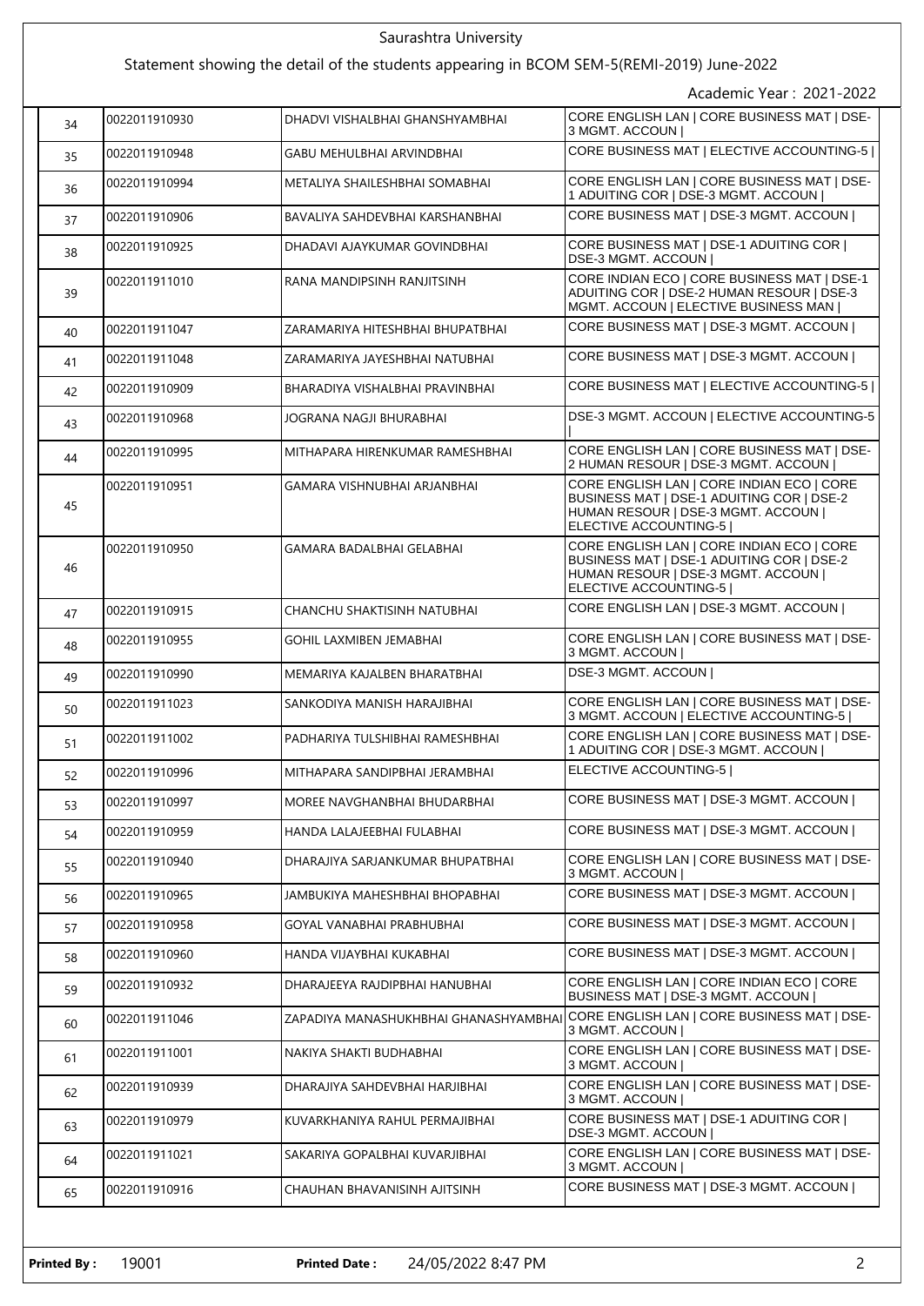Saurashtra University

Statement showing the detail of the students appearing in BCOM SEM-5(REMI-2019) June-2022

Academic Year : 2021-2022

| | | | |
|---|---|---|---|
| 34 | 0022011910930 | DHADVI VISHALBHAI GHANSHYAMBHAI | CORE ENGLISH LAN \| CORE BUSINESS MAT \| DSE-3 MGMT. ACCOUN \| |
| 35 | 0022011910948 | GABU MEHULBHAI ARVINDBHAI | CORE BUSINESS MAT \| ELECTIVE ACCOUNTING-5 \| |
| 36 | 0022011910994 | METALIYA SHAILESHBHAI SOMABHAI | CORE ENGLISH LAN \| CORE BUSINESS MAT \| DSE-1 ADUITING COR \| DSE-3 MGMT. ACCOUN \| |
| 37 | 0022011910906 | BAVALIYA SAHDEVBHAI KARSHANBHAI | CORE BUSINESS MAT \| DSE-3 MGMT. ACCOUN \| |
| 38 | 0022011910925 | DHADAVI AJAYKUMAR GOVINDBHAI | CORE BUSINESS MAT \| DSE-1 ADUITING COR \| DSE-3 MGMT. ACCOUN \| |
| 39 | 0022011911010 | RANA MANDIPSINH RANJITSINH | CORE INDIAN ECO \| CORE BUSINESS MAT \| DSE-1 ADUITING COR \| DSE-2 HUMAN RESOUR \| DSE-3 MGMT. ACCOUN \| ELECTIVE BUSINESS MAN \| |
| 40 | 0022011911047 | ZARAMARIYA HITESHBHAI BHUPATBHAI | CORE BUSINESS MAT \| DSE-3 MGMT. ACCOUN \| |
| 41 | 0022011911048 | ZARAMARIYA JAYESHBHAI NATUBHAI | CORE BUSINESS MAT \| DSE-3 MGMT. ACCOUN \| |
| 42 | 0022011910909 | BHARADIYA VISHALBHAI PRAVINBHAI | CORE BUSINESS MAT \| ELECTIVE ACCOUNTING-5 \| |
| 43 | 0022011910968 | JOGRANA NAGJI BHURABHAI | DSE-3 MGMT. ACCOUN \| ELECTIVE ACCOUNTING-5 \| |
| 44 | 0022011910995 | MITHAPARA HIRENKUMAR RAMESHBHAI | CORE ENGLISH LAN \| CORE BUSINESS MAT \| DSE-2 HUMAN RESOUR \| DSE-3 MGMT. ACCOUN \| |
| 45 | 0022011910951 | GAMARA VISHNUBHAI ARJANBHAI | CORE ENGLISH LAN \| CORE INDIAN ECO \| CORE BUSINESS MAT \| DSE-1 ADUITING COR \| DSE-2 HUMAN RESOUR \| DSE-3 MGMT. ACCOUN \| ELECTIVE ACCOUNTING-5 \| |
| 46 | 0022011910950 | GAMARA BADALBHAI GELABHAI | CORE ENGLISH LAN \| CORE INDIAN ECO \| CORE BUSINESS MAT \| DSE-1 ADUITING COR \| DSE-2 HUMAN RESOUR \| DSE-3 MGMT. ACCOUN \| ELECTIVE ACCOUNTING-5 \| |
| 47 | 0022011910915 | CHANCHU SHAKTISINH NATUBHAI | CORE ENGLISH LAN \| DSE-3 MGMT. ACCOUN \| |
| 48 | 0022011910955 | GOHIL LAXMIBEN JEMABHAI | CORE ENGLISH LAN \| CORE BUSINESS MAT \| DSE-3 MGMT. ACCOUN \| |
| 49 | 0022011910990 | MEMARIYA KAJALBEN BHARATBHAI | DSE-3 MGMT. ACCOUN \| |
| 50 | 0022011911023 | SANKODIYA MANISH HARAJIBHAI | CORE ENGLISH LAN \| CORE BUSINESS MAT \| DSE-3 MGMT. ACCOUN \| ELECTIVE ACCOUNTING-5 \| |
| 51 | 0022011911002 | PADHARIYA TULSHIBHAI RAMESHBHAI | CORE ENGLISH LAN \| CORE BUSINESS MAT \| DSE-1 ADUITING COR \| DSE-3 MGMT. ACCOUN \| |
| 52 | 0022011910996 | MITHAPARA SANDIPBHAI JERAMBHAI | ELECTIVE ACCOUNTING-5 \| |
| 53 | 0022011910997 | MOREE NAVGHANBHAI BHUDARBHAI | CORE BUSINESS MAT \| DSE-3 MGMT. ACCOUN \| |
| 54 | 0022011910959 | HANDA LALAJEEBHAI FULABHAI | CORE BUSINESS MAT \| DSE-3 MGMT. ACCOUN \| |
| 55 | 0022011910940 | DHARAJIYA SARJANKUMAR BHUPATBHAI | CORE ENGLISH LAN \| CORE BUSINESS MAT \| DSE-3 MGMT. ACCOUN \| |
| 56 | 0022011910965 | JAMBUKIYA MAHESHBHAI BHOPABHAI | CORE BUSINESS MAT \| DSE-3 MGMT. ACCOUN \| |
| 57 | 0022011910958 | GOYAL VANABHAI PRABHUBHAI | CORE BUSINESS MAT \| DSE-3 MGMT. ACCOUN \| |
| 58 | 0022011910960 | HANDA VIJAYBHAI KUKABHAI | CORE BUSINESS MAT \| DSE-3 MGMT. ACCOUN \| |
| 59 | 0022011910932 | DHARAJEEYA RAJDIPBHAI HANUBHAI | CORE ENGLISH LAN \| CORE INDIAN ECO \| CORE BUSINESS MAT \| DSE-3 MGMT. ACCOUN \| |
| 60 | 0022011911046 | ZAPADIYA MANASHUKHBHAI GHANASHYAMBHAI | CORE ENGLISH LAN \| CORE BUSINESS MAT \| DSE-3 MGMT. ACCOUN \| |
| 61 | 0022011911001 | NAKIYA SHAKTI BUDHABHAI | CORE ENGLISH LAN \| CORE BUSINESS MAT \| DSE-3 MGMT. ACCOUN \| |
| 62 | 0022011910939 | DHARAJIYA SAHDEVBHAI HARJIBHAI | CORE ENGLISH LAN \| CORE BUSINESS MAT \| DSE-3 MGMT. ACCOUN \| |
| 63 | 0022011910979 | KUVARKHANIYA RAHUL PERMAJIBHAI | CORE BUSINESS MAT \| DSE-1 ADUITING COR \| DSE-3 MGMT. ACCOUN \| |
| 64 | 0022011911021 | SAKARIYA GOPALBHAI KUVARJIBHAI | CORE ENGLISH LAN \| CORE BUSINESS MAT \| DSE-3 MGMT. ACCOUN \| |
| 65 | 0022011910916 | CHAUHAN BHAVANISINH AJITSINH | CORE BUSINESS MAT \| DSE-3 MGMT. ACCOUN \| |

**Printed By :** 19001 **Printed Date :** 24/05/2022 8:47 PM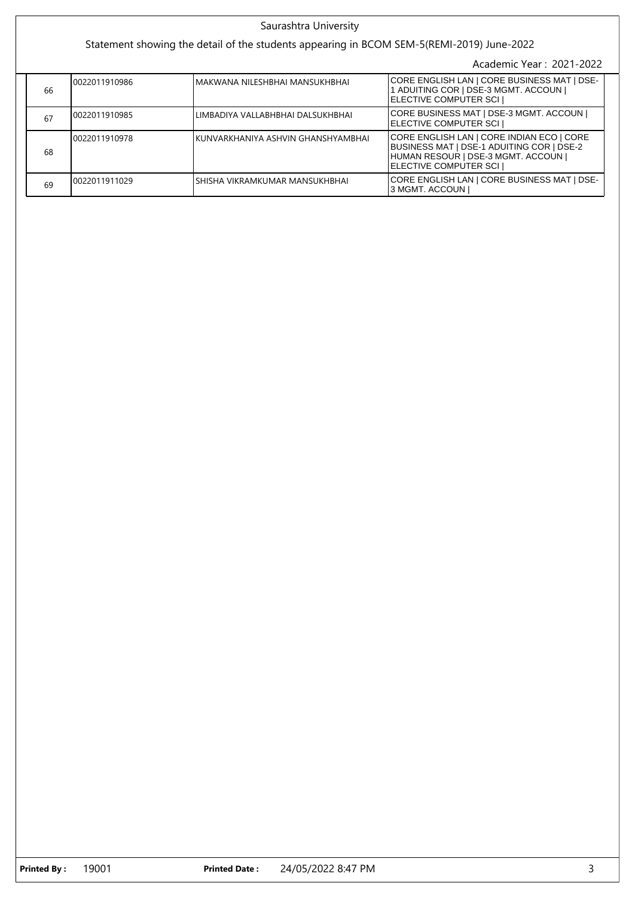# Saurashtra University

## Statement showing the detail of the students appearing in BCOM SEM-5(REMI-2019) June-2022

Academic Year : 2021-2022

| | | | |
|---|---|---|---|
| 66 | 0022011910986 | MAKWANA NILESHBHAI MANSUKHBHAI | CORE ENGLISH LAN \| CORE BUSINESS MAT \| DSE-1 ADUITING COR \| DSE-3 MGMT. ACCOUN \| ELECTIVE COMPUTER SCI \| |
| 67 | 0022011910985 | LIMBADIYA VALLABHBHAI DALSUKHBHAI | CORE BUSINESS MAT \| DSE-3 MGMT. ACCOUN \| ELECTIVE COMPUTER SCI \| |
| 68 | 0022011910978 | KUNVARKHANIYA ASHVIN GHANSHYAMBHAI | CORE ENGLISH LAN \| CORE INDIAN ECO \| CORE BUSINESS MAT \| DSE-1 ADUITING COR \| DSE-2 HUMAN RESOUR \| DSE-3 MGMT. ACCOUN \| ELECTIVE COMPUTER SCI \| |
| 69 | 0022011911029 | SHISHA VIKRAMKUMAR MANSUKHBHAI | CORE ENGLISH LAN \| CORE BUSINESS MAT \| DSE-3 MGMT. ACCOUN \| |

**Printed By :** 19001 **Printed Date :** 24/05/2022 8:47 PM